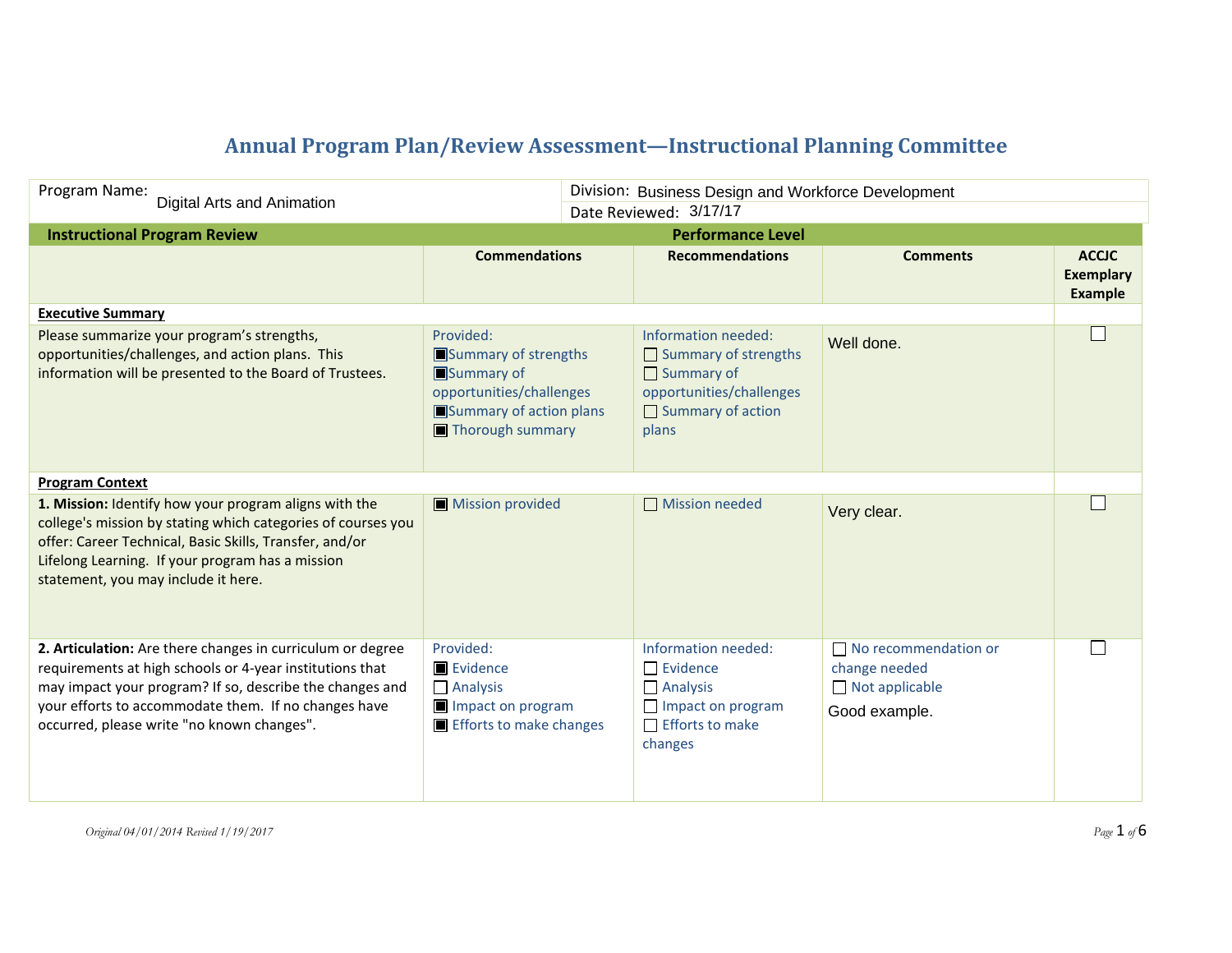# Annual Program Plan/Review Assessment—Instructional Planning Committee

| Program Name: Digital Arts and Animation | Division: Business Design and Workforce Development |
|---|---|
| | Date Reviewed: 3/17/17 |

| Instructional Program Review | Performance Level | | | |
|---|---|---|---|---|
| | **Commendations** | **Recommendations** | **Comments** | **ACCJC Exemplary Example** |
| **Executive Summary** | | | | |
| Please summarize your program's strengths, opportunities/challenges, and action plans. This information will be presented to the Board of Trustees. | Provided:<br>■ Summary of strengths<br>■ Summary of opportunities/challenges<br>■ Summary of action plans<br>■ Thorough summary | Information needed:<br>☐ Summary of strengths<br>☐ Summary of opportunities/challenges<br>☐ Summary of action plans | Well done. | ☐ |
| **Program Context** | | | | |
| **1. Mission:** Identify how your program aligns with the college's mission by stating which categories of courses you offer: Career Technical, Basic Skills, Transfer, and/or Lifelong Learning. If your program has a mission statement, you may include it here. | ■ Mission provided | ☐ Mission needed | Very clear. | ☐ |
| **2. Articulation:** Are there changes in curriculum or degree requirements at high schools or 4-year institutions that may impact your program? If so, describe the changes and your efforts to accommodate them. If no changes have occurred, please write "no known changes". | Provided:<br>■ Evidence<br>☐ Analysis<br>■ Impact on program<br>■ Efforts to make changes | Information needed:<br>☐ Evidence<br>☐ Analysis<br>☐ Impact on program<br>☐ Efforts to make changes | ☐ No recommendation or change needed<br>☐ Not applicable<br>Good example. | ☐ |

*Original 04/01/2014 Revised 1/19/2017*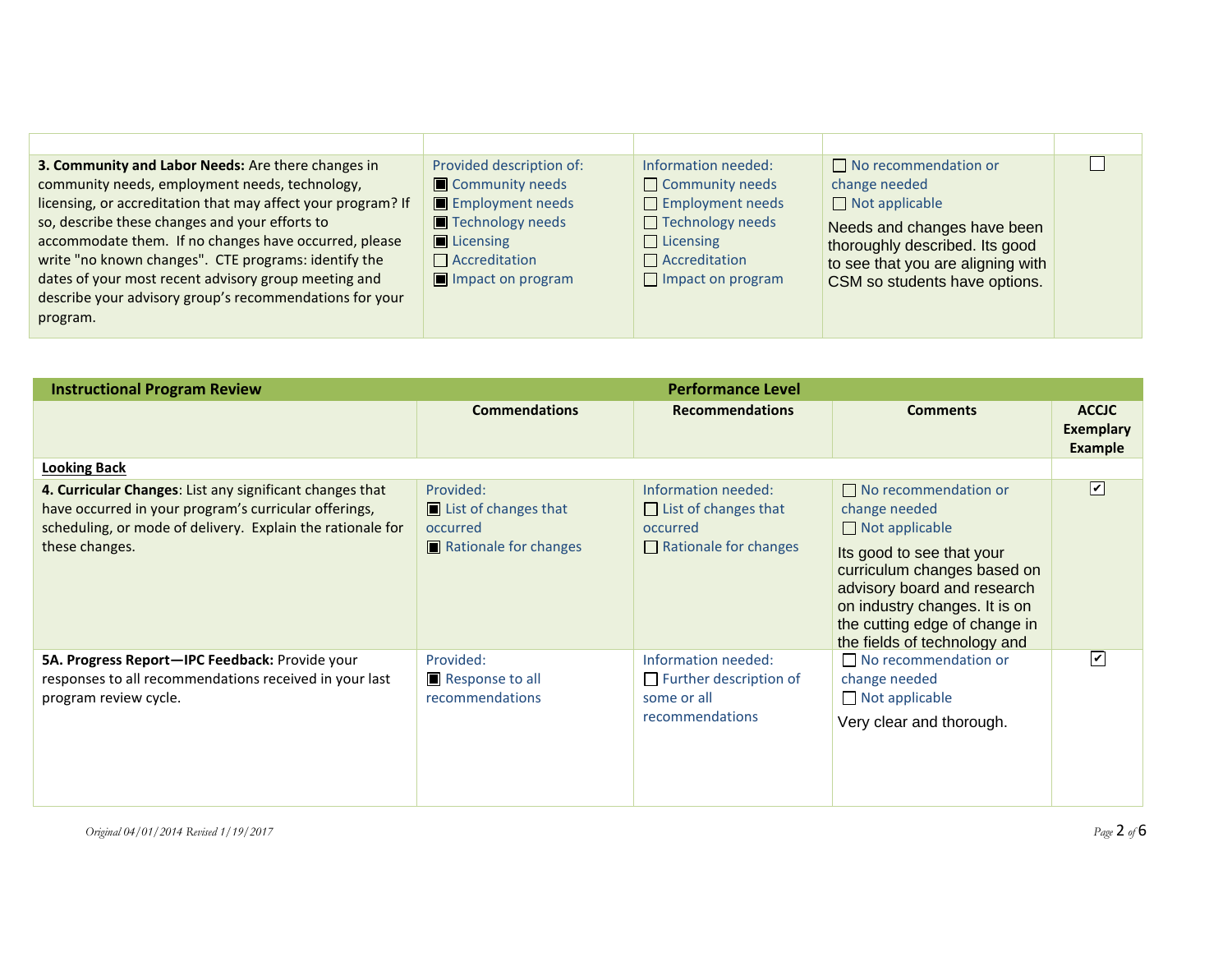| | | | | |
|---|---|---|---|---|
| **3. Community and Labor Needs:** Are there changes in community needs, employment needs, technology, licensing, or accreditation that may affect your program? If so, describe these changes and your efforts to accommodate them. If no changes have occurred, please write "no known changes". CTE programs: identify the dates of your most recent advisory group meeting and describe your advisory group's recommendations for your program. | Provided description of:<br>■ Community needs<br>■ Employment needs<br>■ Technology needs<br>■ Licensing<br>☐ Accreditation<br>■ Impact on program | Information needed:<br>☐ Community needs<br>☐ Employment needs<br>☐ Technology needs<br>☐ Licensing<br>☐ Accreditation<br>☐ Impact on program | ☐ No recommendation or change needed<br>☐ Not applicable<br>Needs and changes have been thoroughly described. Its good to see that you are aligning with CSM so students have options. | ☐ |

| Instructional Program Review | Performance Level | | | |
|---|---|---|---|---|
| | **Commendations** | **Recommendations** | **Comments** | **ACCJC Exemplary Example** |
| **Looking Back** | | | | |
| **4. Curricular Changes**: List any significant changes that have occurred in your program's curricular offerings, scheduling, or mode of delivery. Explain the rationale for these changes. | Provided:<br>■ List of changes that occurred<br>■ Rationale for changes | Information needed:<br>☐ List of changes that occurred<br>☐ Rationale for changes | ☐ No recommendation or change needed<br>☐ Not applicable<br>Its good to see that your curriculum changes based on advisory board and research on industry changes. It is on the cutting edge of change in the fields of technology and | ☑ |
| **5A. Progress Report—IPC Feedback:** Provide your responses to all recommendations received in your last program review cycle. | Provided:<br>■ Response to all recommendations | Information needed:<br>☐ Further description of some or all recommendations | ☐ No recommendation or change needed<br>☐ Not applicable<br>Very clear and thorough. | ☑ |

*Original 04/01/2014 Revised 1/19/2017*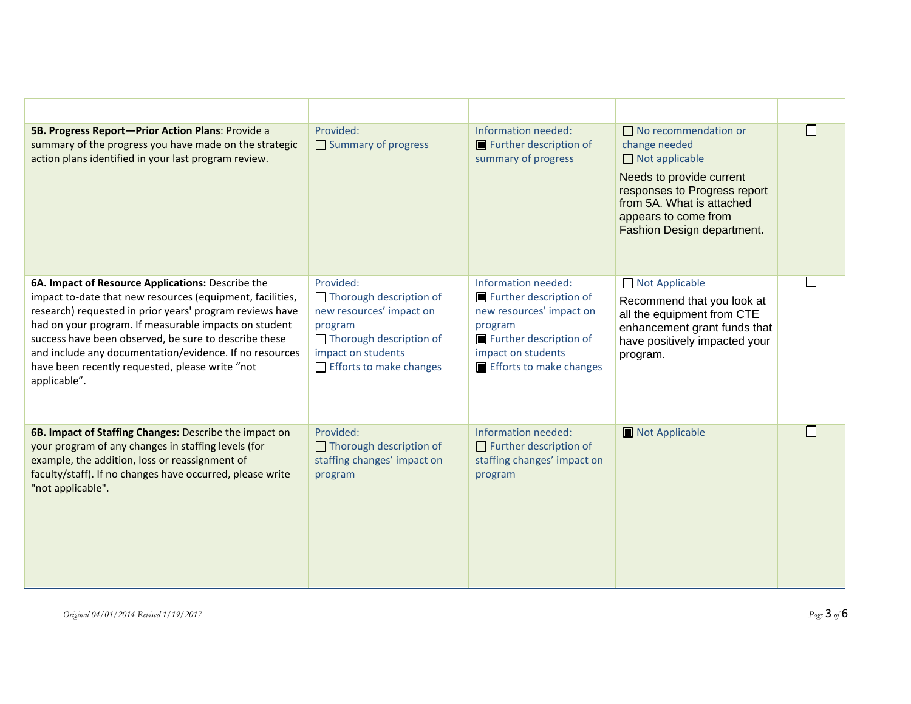| | | | | |
|---|---|---|---|---|
| **5B. Progress Report—Prior Action Plans**: Provide a summary of the progress you have made on the strategic action plans identified in your last program review. | Provided:<br>☐ Summary of progress | Information needed:<br>■ Further description of summary of progress | ☐ No recommendation or change needed<br>☐ Not applicable<br>Needs to provide current responses to Progress report from 5A. What is attached appears to come from Fashion Design department. | ☐ |
| **6A. Impact of Resource Applications:** Describe the impact to-date that new resources (equipment, facilities, research) requested in prior years' program reviews have had on your program. If measurable impacts on student success have been observed, be sure to describe these and include any documentation/evidence. If no resources have been recently requested, please write "not applicable". | Provided:<br>☐ Thorough description of new resources' impact on program<br>☐ Thorough description of impact on students<br>☐ Efforts to make changes | Information needed:<br>■ Further description of new resources' impact on program<br>■ Further description of impact on students<br>■ Efforts to make changes | ☐ Not Applicable<br>Recommend that you look at all the equipment from CTE enhancement grant funds that have positively impacted your program. | ☐ |
| **6B. Impact of Staffing Changes:** Describe the impact on your program of any changes in staffing levels (for example, the addition, loss or reassignment of faculty/staff). If no changes have occurred, please write "not applicable". | Provided:<br>☐ Thorough description of staffing changes' impact on program | Information needed:<br>☐ Further description of staffing changes' impact on program | ■ Not Applicable | ☐ |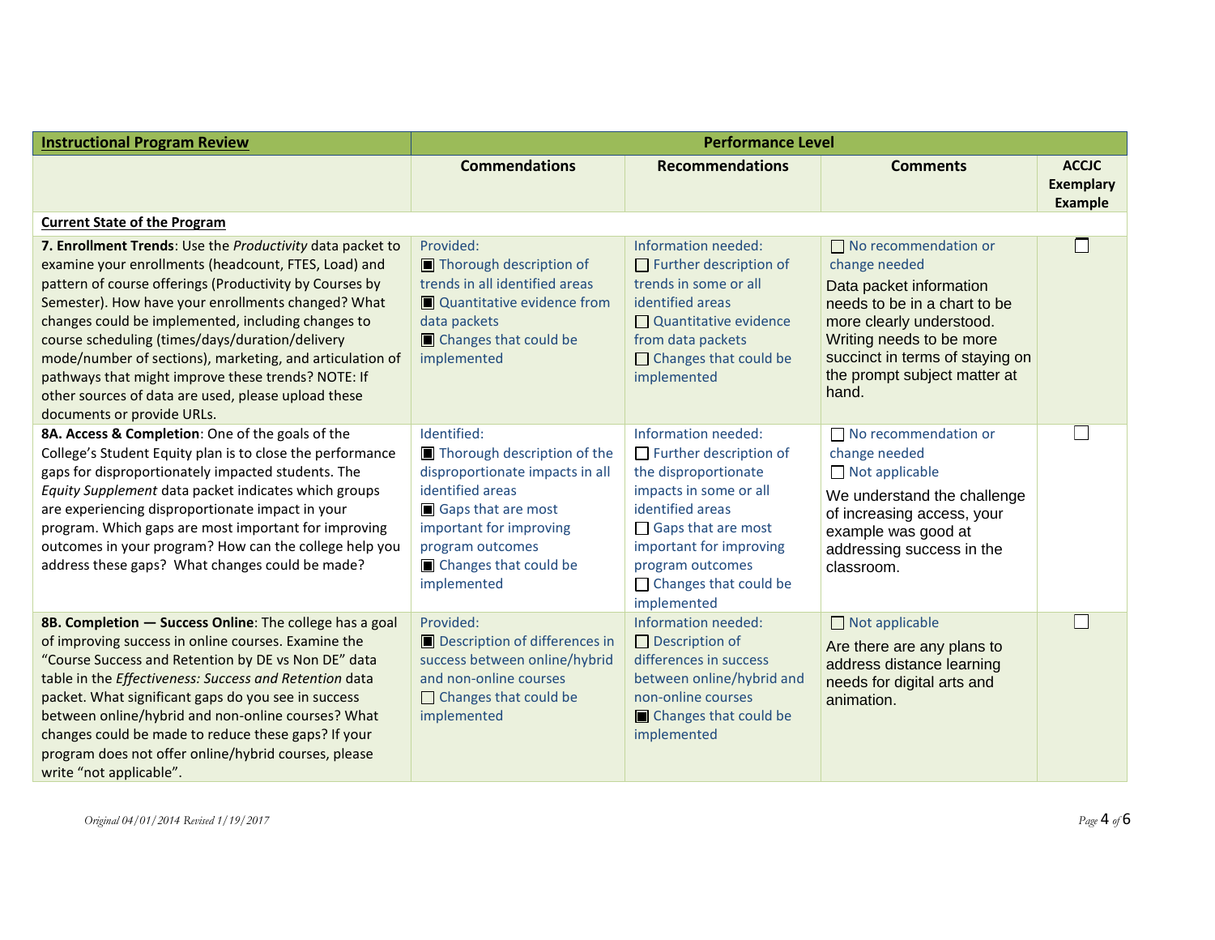| **Instructional Program Review** | **Performance Level** | | | |
|---|---|---|---|---|
| | **Commendations** | **Recommendations** | **Comments** | **ACCJC Exemplary Example** |
| **Current State of the Program** | | | | |
| **7. Enrollment Trends**: Use the *Productivity* data packet to examine your enrollments (headcount, FTES, Load) and pattern of course offerings (Productivity by Courses by Semester). How have your enrollments changed? What changes could be implemented, including changes to course scheduling (times/days/duration/delivery mode/number of sections), marketing, and articulation of pathways that might improve these trends? NOTE: If other sources of data are used, please upload these documents or provide URLs. | Provided:<br>■ Thorough description of trends in all identified areas<br>■ Quantitative evidence from data packets<br>■ Changes that could be implemented | Information needed:<br>☐ Further description of trends in some or all identified areas<br>☐ Quantitative evidence from data packets<br>☐ Changes that could be implemented | ☐ No recommendation or change needed<br>Data packet information needs to be in a chart to be more clearly understood. Writing needs to be more succinct in terms of staying on the prompt subject matter at hand. | ☐ |
| **8A. Access & Completion**: One of the goals of the College's Student Equity plan is to close the performance gaps for disproportionately impacted students. The *Equity Supplement* data packet indicates which groups are experiencing disproportionate impact in your program. Which gaps are most important for improving outcomes in your program? How can the college help you address these gaps? What changes could be made? | Identified:<br>■ Thorough description of the disproportionate impacts in all identified areas<br>■ Gaps that are most important for improving program outcomes<br>■ Changes that could be implemented | Information needed:<br>☐ Further description of the disproportionate impacts in some or all identified areas<br>☐ Gaps that are most important for improving program outcomes<br>☐ Changes that could be implemented | ☐ No recommendation or change needed<br>☐ Not applicable<br>We understand the challenge of increasing access, your example was good at addressing success in the classroom. | ☐ |
| **8B. Completion — Success Online**: The college has a goal of improving success in online courses. Examine the "Course Success and Retention by DE vs Non DE" data table in the *Effectiveness: Success and Retention* data packet. What significant gaps do you see in success between online/hybrid and non-online courses? What changes could be made to reduce these gaps? If your program does not offer online/hybrid courses, please write "not applicable". | Provided:<br>■ Description of differences in success between online/hybrid and non-online courses<br>☐ Changes that could be implemented | Information needed:<br>☐ Description of differences in success between online/hybrid and non-online courses<br>■ Changes that could be implemented | ☐ Not applicable<br>Are there are any plans to address distance learning needs for digital arts and animation. | ☐ |

*Original 04/01/2014 Revised 1/19/2017*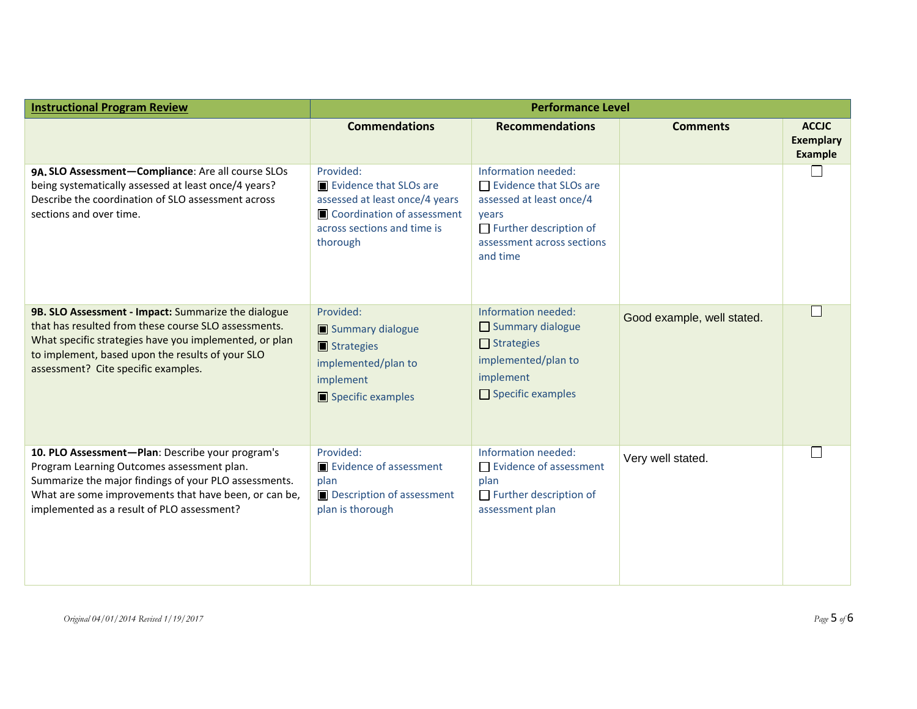| **Instructional Program Review** | **Performance Level** | | | |
|---|---|---|---|---|
| | **Commendations** | **Recommendations** | **Comments** | **ACCJC Exemplary Example** |
| **9A. SLO Assessment—Compliance**: Are all course SLOs being systematically assessed at least once/4 years? Describe the coordination of SLO assessment across sections and over time. | Provided:<br>■ Evidence that SLOs are assessed at least once/4 years<br>■ Coordination of assessment across sections and time is thorough | Information needed:<br>☐ Evidence that SLOs are assessed at least once/4 years<br>☐ Further description of assessment across sections and time | | ☐ |
| **9B. SLO Assessment - Impact:** Summarize the dialogue that has resulted from these course SLO assessments. What specific strategies have you implemented, or plan to implement, based upon the results of your SLO assessment? Cite specific examples. | Provided:<br>■ Summary dialogue<br>■ Strategies implemented/plan to implement<br>■ Specific examples | Information needed:<br>☐ Summary dialogue<br>☐ Strategies implemented/plan to implement<br>☐ Specific examples | Good example, well stated. | ☐ |
| **10. PLO Assessment—Plan**: Describe your program's Program Learning Outcomes assessment plan. Summarize the major findings of your PLO assessments. What are some improvements that have been, or can be, implemented as a result of PLO assessment? | Provided:<br>■ Evidence of assessment plan<br>■ Description of assessment plan is thorough | Information needed:<br>☐ Evidence of assessment plan<br>☐ Further description of assessment plan | Very well stated. | ☐ |

*Original 04/01/2014 Revised 1/19/2017*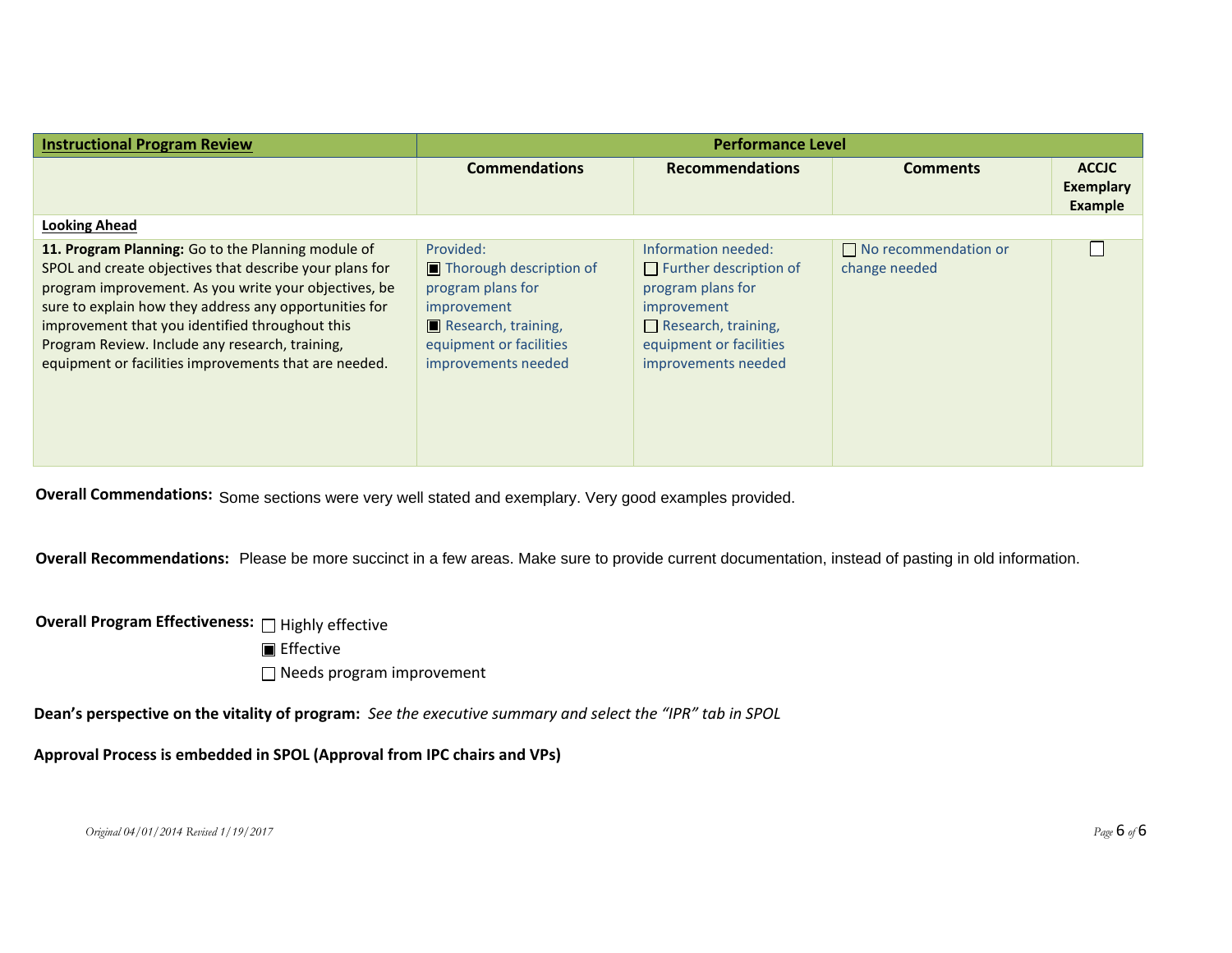| **Instructional Program Review** | **Performance Level** | | | |
|---|---|---|---|---|
| | **Commendations** | **Recommendations** | **Comments** | **ACCJC Exemplary Example** |
| **Looking Ahead** | | | | |
| **11. Program Planning:** Go to the Planning module of SPOL and create objectives that describe your plans for program improvement. As you write your objectives, be sure to explain how they address any opportunities for improvement that you identified throughout this Program Review. Include any research, training, equipment or facilities improvements that are needed. | Provided: ▣ Thorough description of program plans for improvement ▣ Research, training, equipment or facilities improvements needed | Information needed: ☐ Further description of program plans for improvement ☐ Research, training, equipment or facilities improvements needed | ☐ No recommendation or change needed | ☐ |

**Overall Commendations:** Some sections were very well stated and exemplary. Very good examples provided.

**Overall Recommendations:** Please be more succinct in a few areas. Make sure to provide current documentation, instead of pasting in old information.

**Overall Program Effectiveness:**
☐ Highly effective
▣ Effective
☐ Needs program improvement

**Dean's perspective on the vitality of program:** *See the executive summary and select the "IPR" tab in SPOL*

**Approval Process is embedded in SPOL (Approval from IPC chairs and VPs)**

*Original 04/01/2014 Revised 1/19/2017*